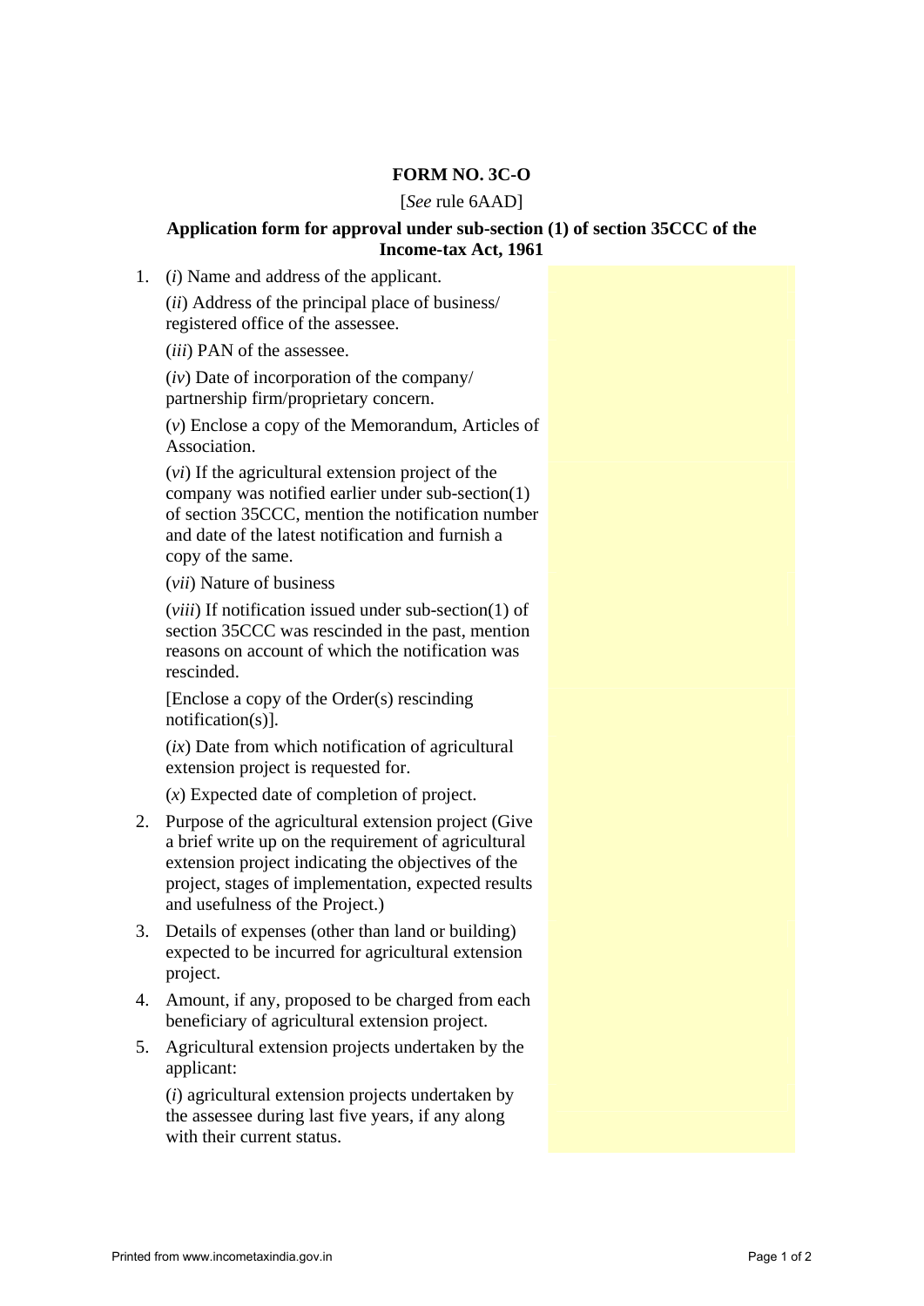**FORM NO. 3C-O**

[*See* rule 6AAD]

**Application form for approval under sub-section (1) of section 35CCC of the Income-tax Act, 1961**

1. (*i*) Name and address of the applicant.

   (*ii*) Address of the principal place of business/ registered office of the assessee.

   (*iii*) PAN of the assessee.

   (*iv*) Date of incorporation of the company/ partnership firm/proprietary concern.

   (*v*) Enclose a copy of the Memorandum, Articles of Association.

   (*vi*) If the agricultural extension project of the company was notified earlier under sub-section(1) of section 35CCC, mention the notification number and date of the latest notification and furnish a copy of the same.

   (*vii*) Nature of business

   (*viii*) If notification issued under sub-section(1) of section 35CCC was rescinded in the past, mention reasons on account of which the notification was rescinded.

   [Enclose a copy of the Order(s) rescinding notification(s)].

   (*ix*) Date from which notification of agricultural extension project is requested for.

   (*x*) Expected date of completion of project.

2. Purpose of the agricultural extension project (Give a brief write up on the requirement of agricultural extension project indicating the objectives of the project, stages of implementation, expected results and usefulness of the Project.)

3. Details of expenses (other than land or building) expected to be incurred for agricultural extension project.

4. Amount, if any, proposed to be charged from each beneficiary of agricultural extension project.

5. Agricultural extension projects undertaken by the applicant:

   (*i*) agricultural extension projects undertaken by the assessee during last five years, if any along with their current status.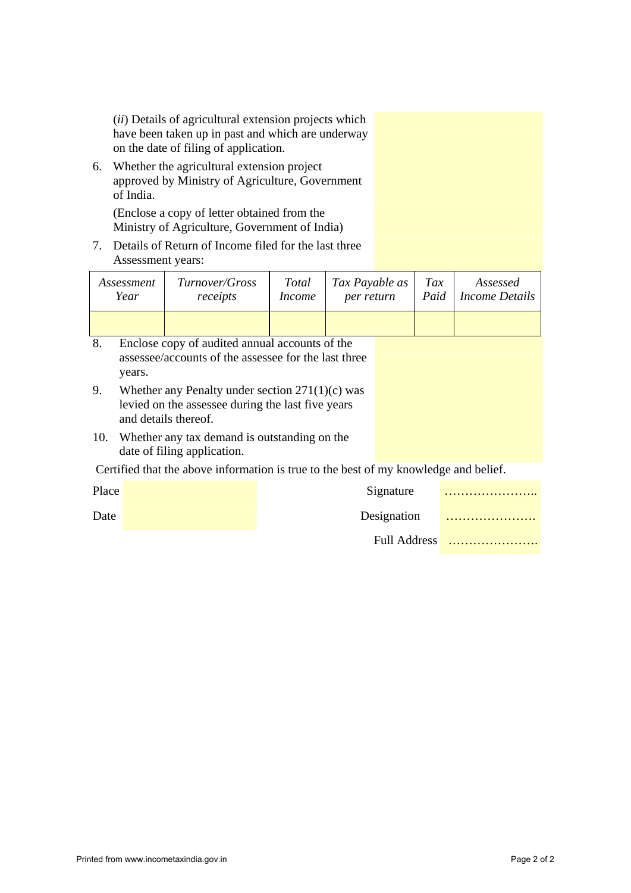(*ii*) Details of agricultural extension projects which have been taken up in past and which are underway on the date of filing of application.

6. Whether the agricultural extension project approved by Ministry of Agriculture, Government of India.

   (Enclose a copy of letter obtained from the Ministry of Agriculture, Government of India)

7. Details of Return of Income filed for the last three Assessment years:

| *Assessment Year* | *Turnover/Gross receipts* | *Total Income* | *Tax Payable as per return* | *Tax Paid* | *Assessed Income Details* |
|---|---|---|---|---|---|
| | | | | | |

8. Enclose copy of audited annual accounts of the assessee/accounts of the assessee for the last three years.

9. Whether any Penalty under section 271(1)(c) was levied on the assessee during the last five years and details thereof.

10. Whether any tax demand is outstanding on the date of filing application.

Certified that the above information is true to the best of my knowledge and belief.

Place

Date

Signature …………………..

Designation ………………….

Full Address ………………….